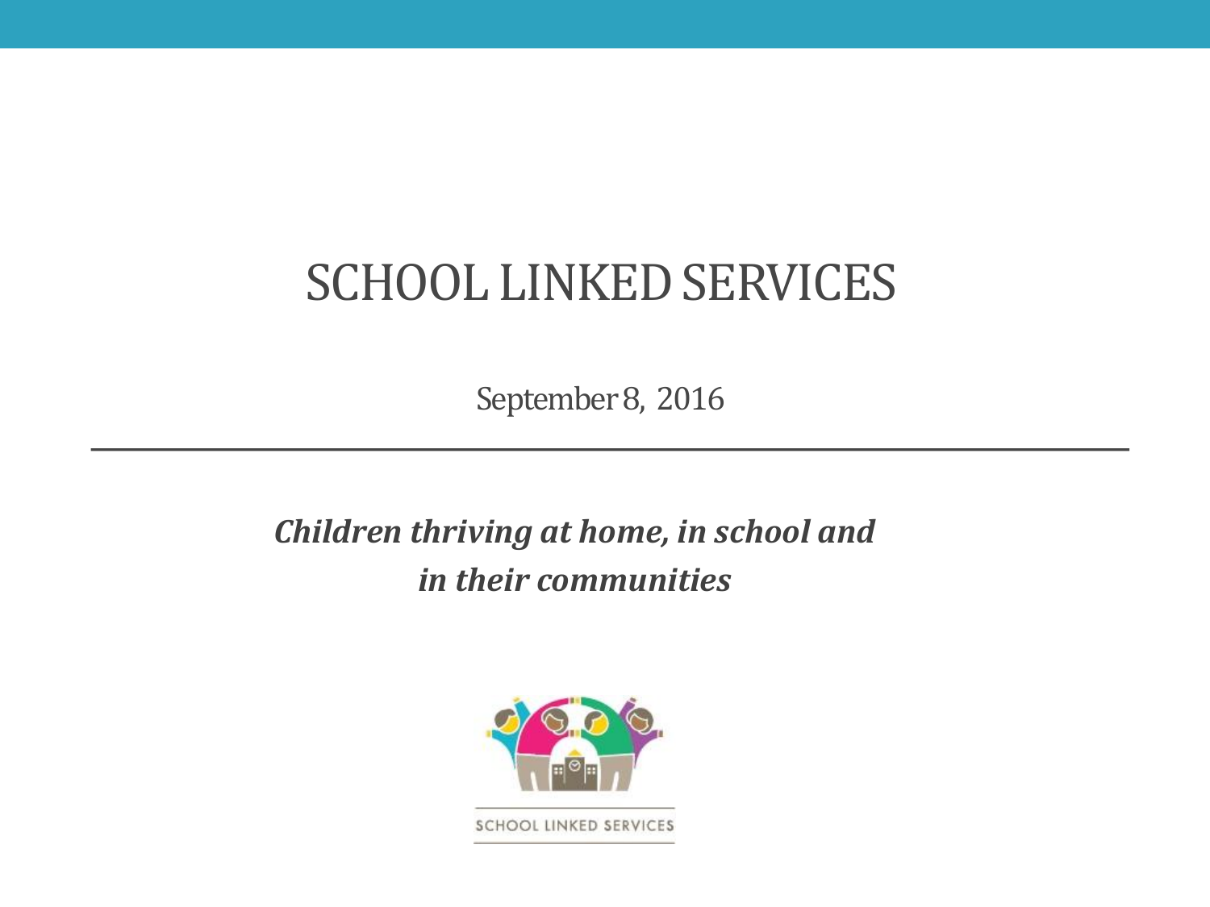# SCHOOL LINKED SERVICES

September 8, 2016

---

***Children thriving at home, in school and in their communities***

SCHOOL LINKED SERVICES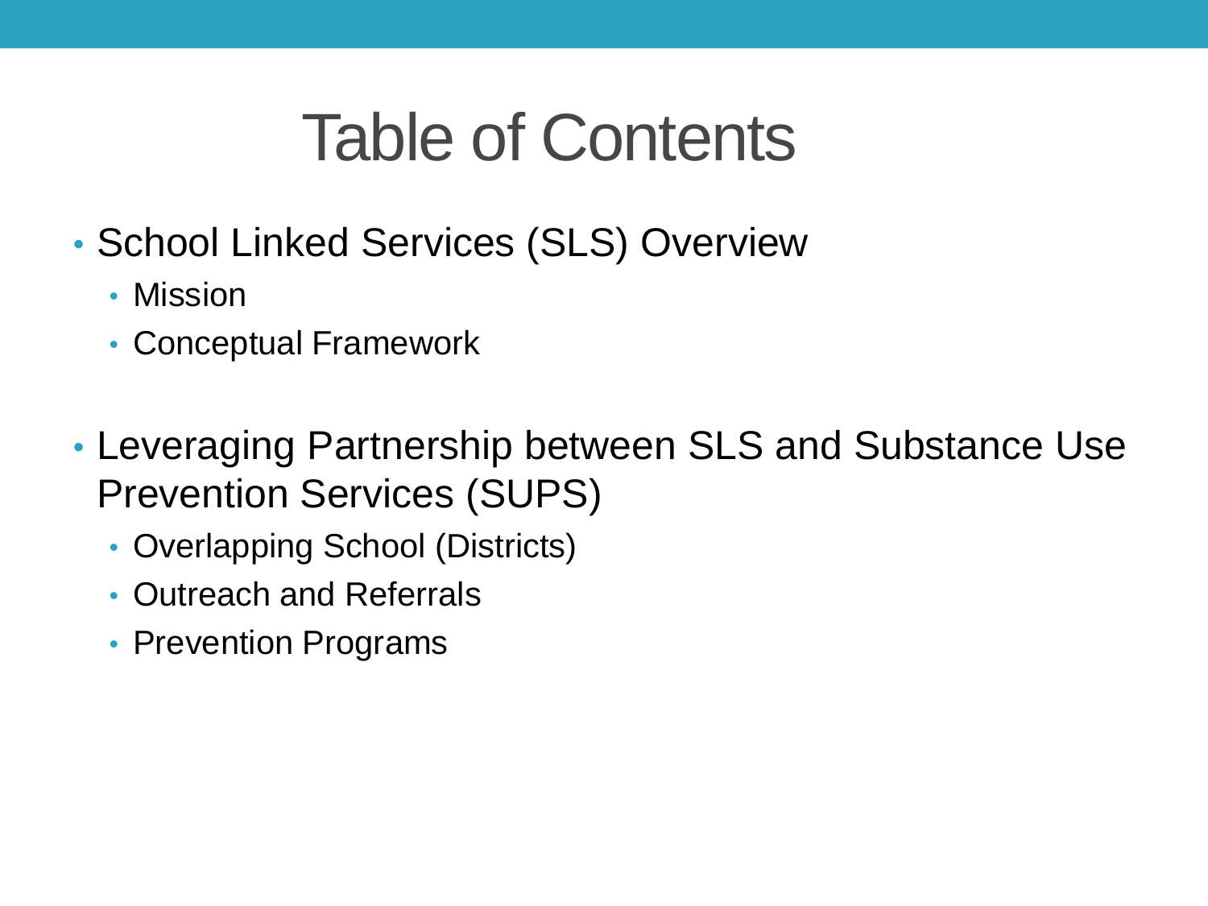# Table of Contents

- School Linked Services (SLS) Overview
  - Mission
  - Conceptual Framework
- Leveraging Partnership between SLS and Substance Use Prevention Services (SUPS)
  - Overlapping School (Districts)
  - Outreach and Referrals
  - Prevention Programs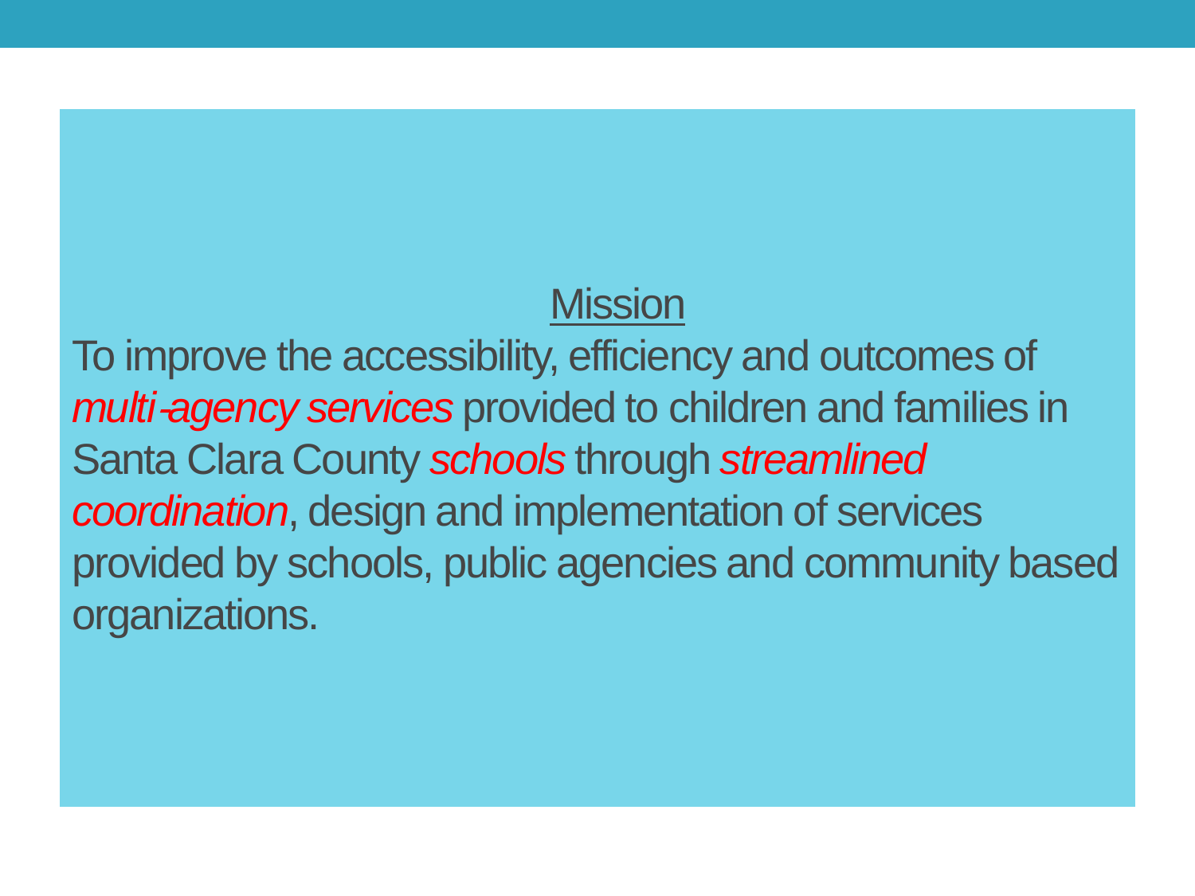## Mission

To improve the accessibility, efficiency and outcomes of *multi-agency services* provided to children and families in Santa Clara County *schools* through *streamlined coordination*, design and implementation of services provided by schools, public agencies and community based organizations.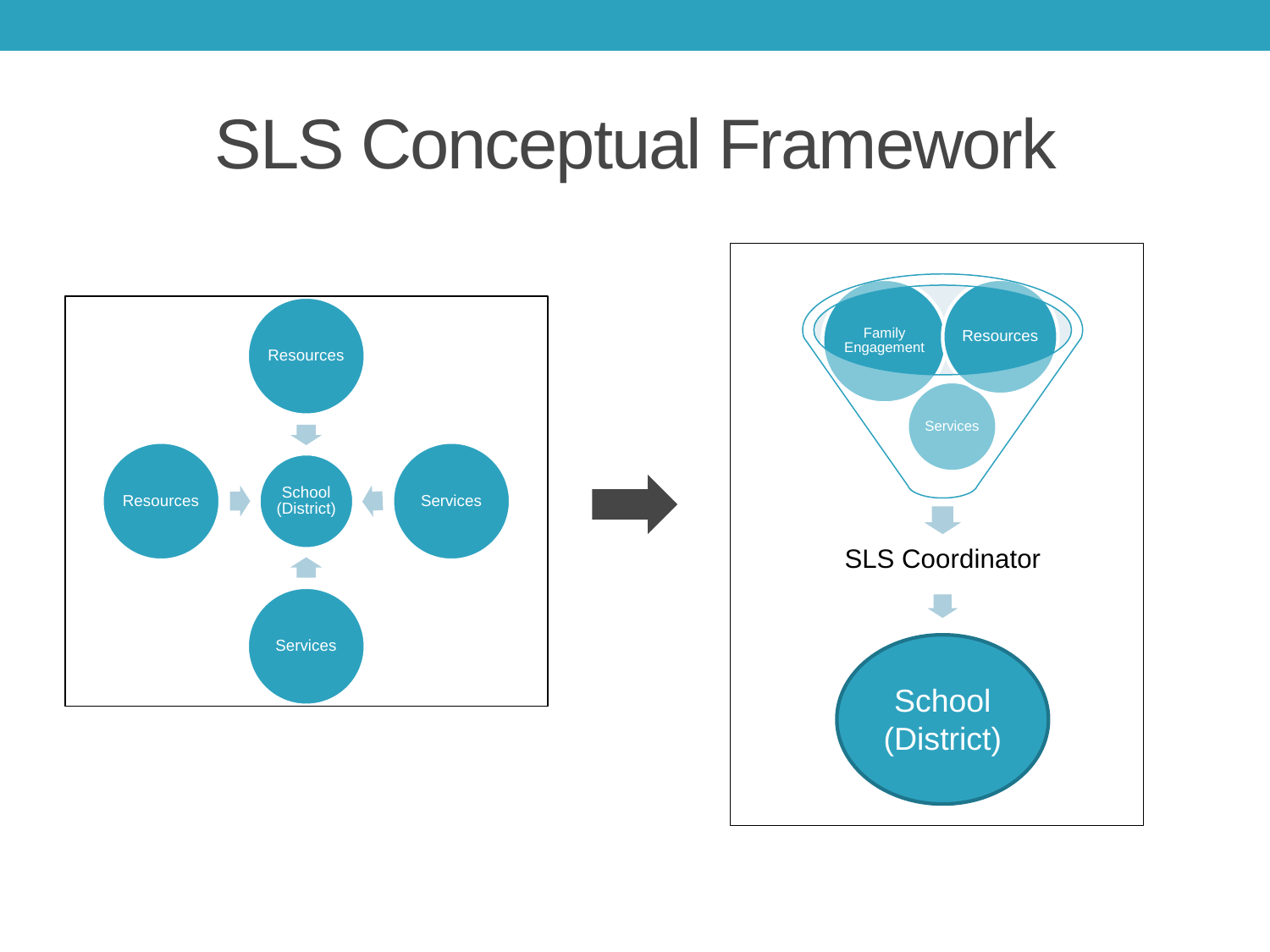# SLS Conceptual Framework

Resources

Resources

School (District)

Services

Services

Family Engagement

Resources

Services

SLS Coordinator

School (District)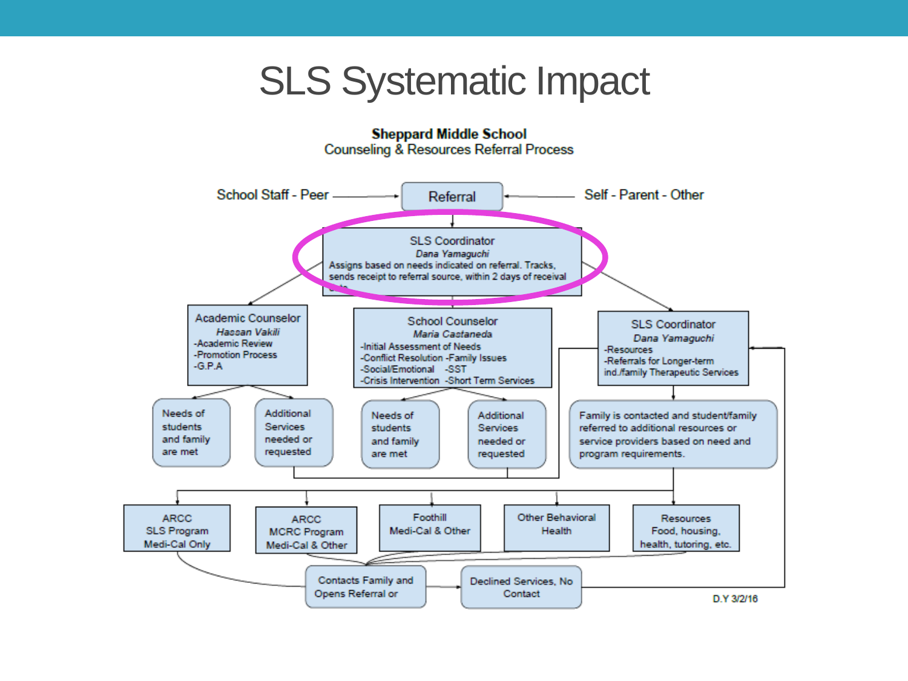# SLS Systematic Impact

**Sheppard Middle School**
Counseling & Resources Referral Process

School Staff - Peer → **Referral** ← Self - Parent - Other

**SLS Coordinator**
*Dana Yamaguchi*
Assigns based on needs indicated on referral. Tracks, sends receipt to referral source, within 2 days of receival date.

**Academic Counselor**
*Hassan Vakili*
- -Academic Review
- -Promotion Process
- -G.P.A

- Needs of students and family are met
- Additional Services needed or requested

**School Counselor**
*Maria Castaneda*
- -Initial Assessment of Needs
- -Conflict Resolution -Family Issues
- -Social/Emotional -SST
- -Crisis Intervention -Short Term Services

- Needs of students and family are met
- Additional Services needed or requested

**SLS Coordinator**
*Dana Yamaguchi*
- -Resources
- -Referrals for Longer-term ind./family Therapeutic Services

Family is contacted and student/family referred to additional resources or service providers based on need and program requirements.

- ARCC SLS Program Medi-Cal Only
- ARCC MCRC Program Medi-Cal & Other
- Foothill Medi-Cal & Other
- Other Behavioral Health
- Resources Food, housing, health, tutoring, etc.

Contacts Family and Opens Referral or → Declined Services, No Contact

D.Y 3/2/16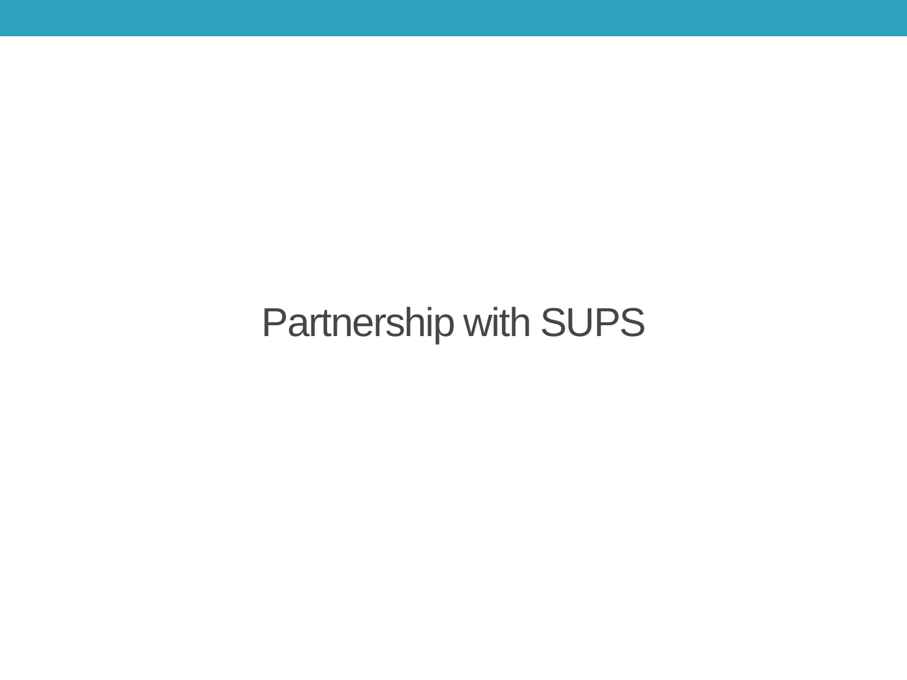# Partnership with SUPS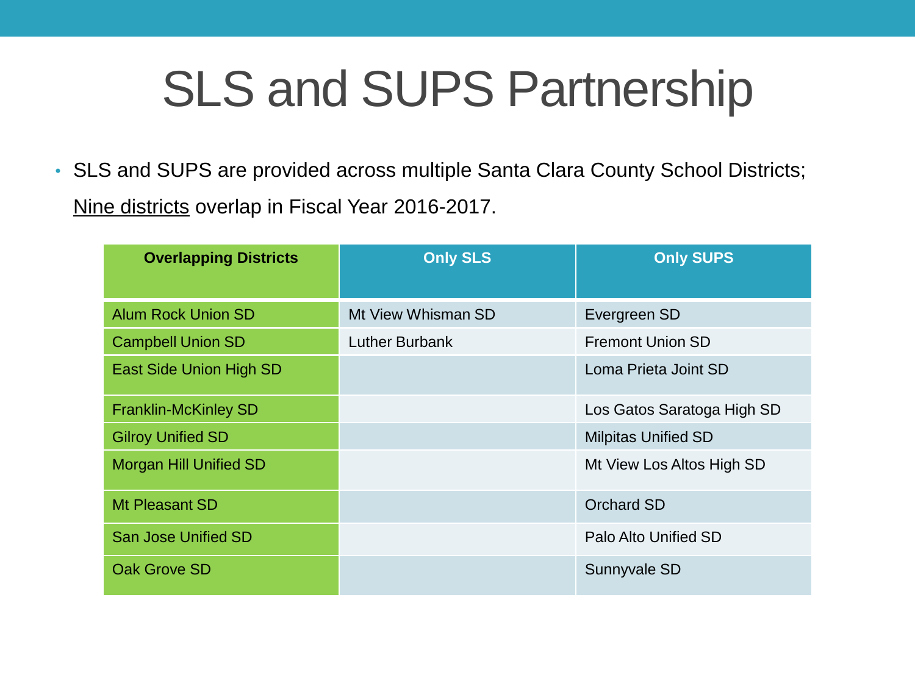# SLS and SUPS Partnership

- SLS and SUPS are provided across multiple Santa Clara County School Districts; Nine districts overlap in Fiscal Year 2016-2017.

| Overlapping Districts | Only SLS | Only SUPS |
|---|---|---|
| Alum Rock Union SD | Mt View Whisman SD | Evergreen SD |
| Campbell Union SD | Luther Burbank | Fremont Union SD |
| East Side Union High SD | | Loma Prieta Joint SD |
| Franklin-McKinley SD | | Los Gatos Saratoga High SD |
| Gilroy Unified SD | | Milpitas Unified SD |
| Morgan Hill Unified SD | | Mt View Los Altos High SD |
| Mt Pleasant SD | | Orchard SD |
| San Jose Unified SD | | Palo Alto Unified SD |
| Oak Grove SD | | Sunnyvale SD |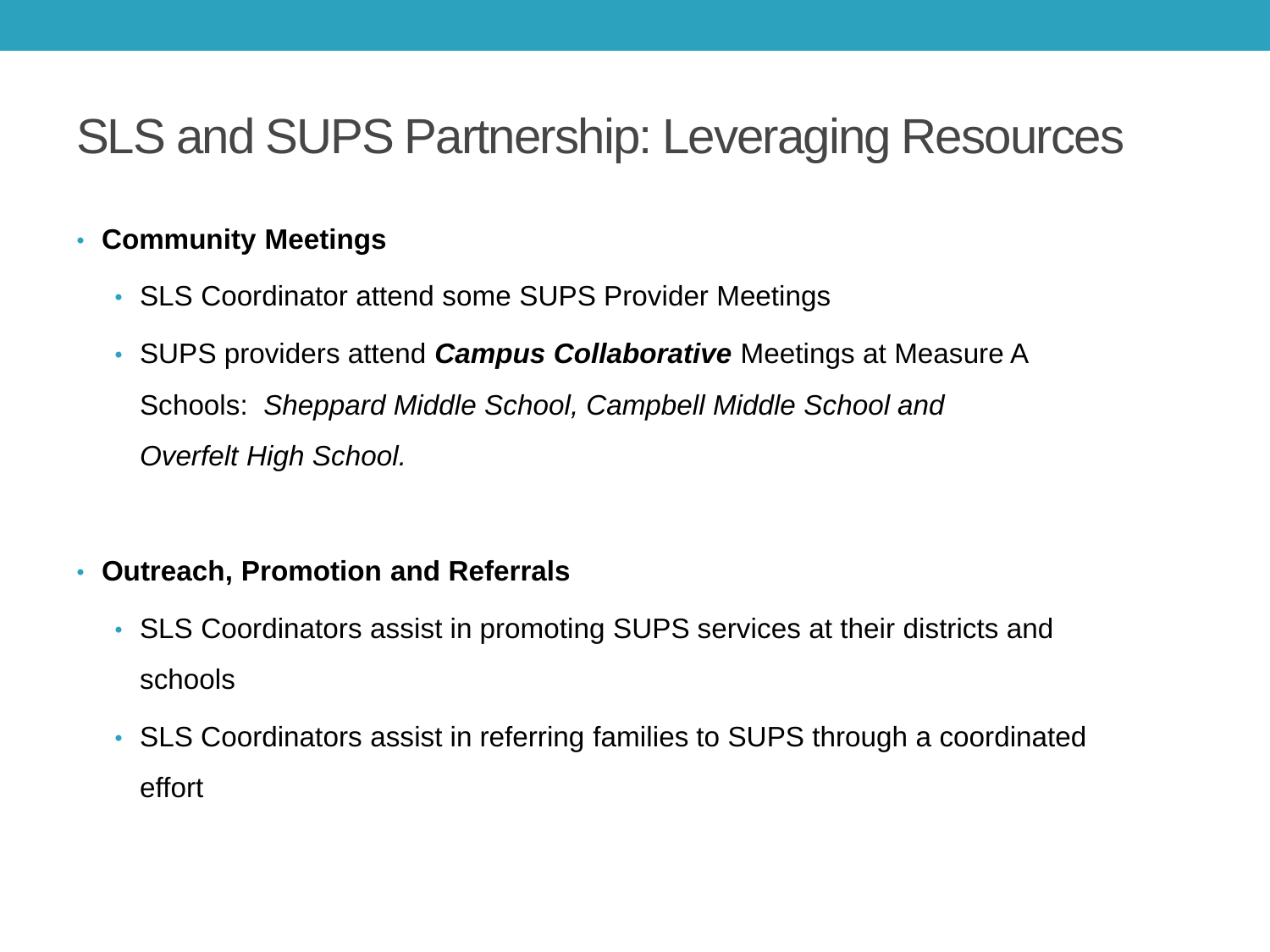# SLS and SUPS Partnership: Leveraging Resources

- **Community Meetings**
  - SLS Coordinator attend some SUPS Provider Meetings
  - SUPS providers attend ***Campus Collaborative*** Meetings at Measure A Schools: *Sheppard Middle School, Campbell Middle School and Overfelt High School.*

- **Outreach, Promotion and Referrals**
  - SLS Coordinators assist in promoting SUPS services at their districts and schools
  - SLS Coordinators assist in referring families to SUPS through a coordinated effort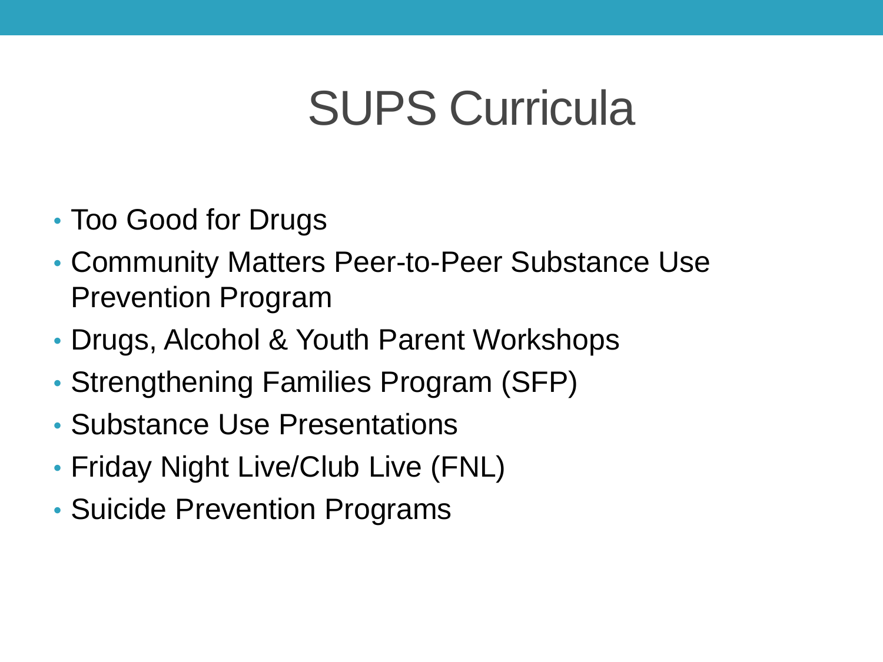# SUPS Curricula

- Too Good for Drugs
- Community Matters Peer-to-Peer Substance Use Prevention Program
- Drugs, Alcohol & Youth Parent Workshops
- Strengthening Families Program (SFP)
- Substance Use Presentations
- Friday Night Live/Club Live (FNL)
- Suicide Prevention Programs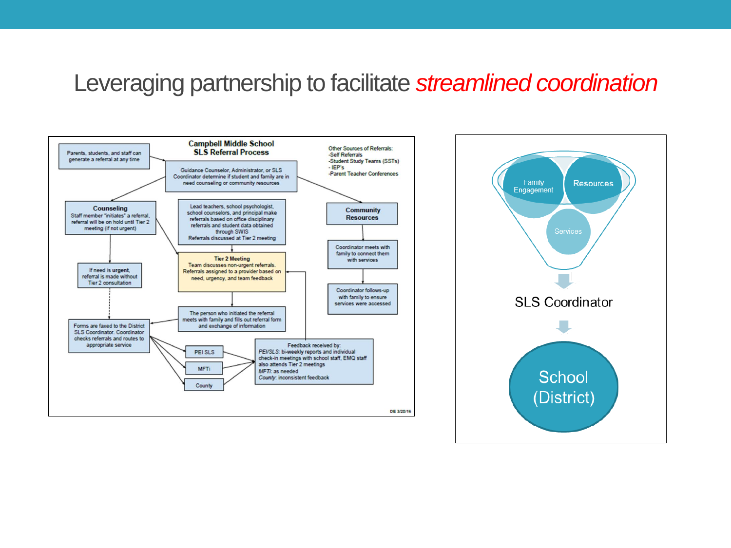# Leveraging partnership to facilitate *streamlined coordination*

**Campbell Middle School**
**SLS Referral Process**

Parents, students, and staff can generate a referral at any time

Guidance Counselor, Administrator, or SLS Coordinator determine if student and family are in need counseling or community resources

Other Sources of Referrals:
- Self Referrals
- Student Study Teams (SSTs)
- IEP's
- Parent Teacher Conferences

**Counseling**
Staff member "initiates" a referral, referral will be on hold until Tier 2 meeting (if not urgent)

Lead teachers, school psychologist, school counselors, and principal make referrals based on office disciplinary referrals and student data obtained through SWIS
Referrals discussed at Tier 2 meeting

**Community Resources**

Coordinator meets with family to connect them with services

Coordinator follows-up with family to ensure services were accessed

If need is **urgent**, referral is made without Tier 2 consultation

**Tier 2 Meeting**
Team discusses non-urgent referrals. Referrals assigned to a provider based on need, urgency, and team feedback

The person who initiated the referral meets with family and fills out referral form and exchange of information

Forms are faxed to the District SLS Coordinator. Coordinator checks referrals and routes to appropriate service

PEI SLS

MFTi

County

Feedback received by:
*PEI/SLS:* bi-weekly reports and individual check-in meetings with school staff, EMQ staff also attends Tier 2 meetings
*MFTi:* as needed
*County:* inconsistent feedback

DE 3/20/16

Family Engagement

Resources

Services

SLS Coordinator

School (District)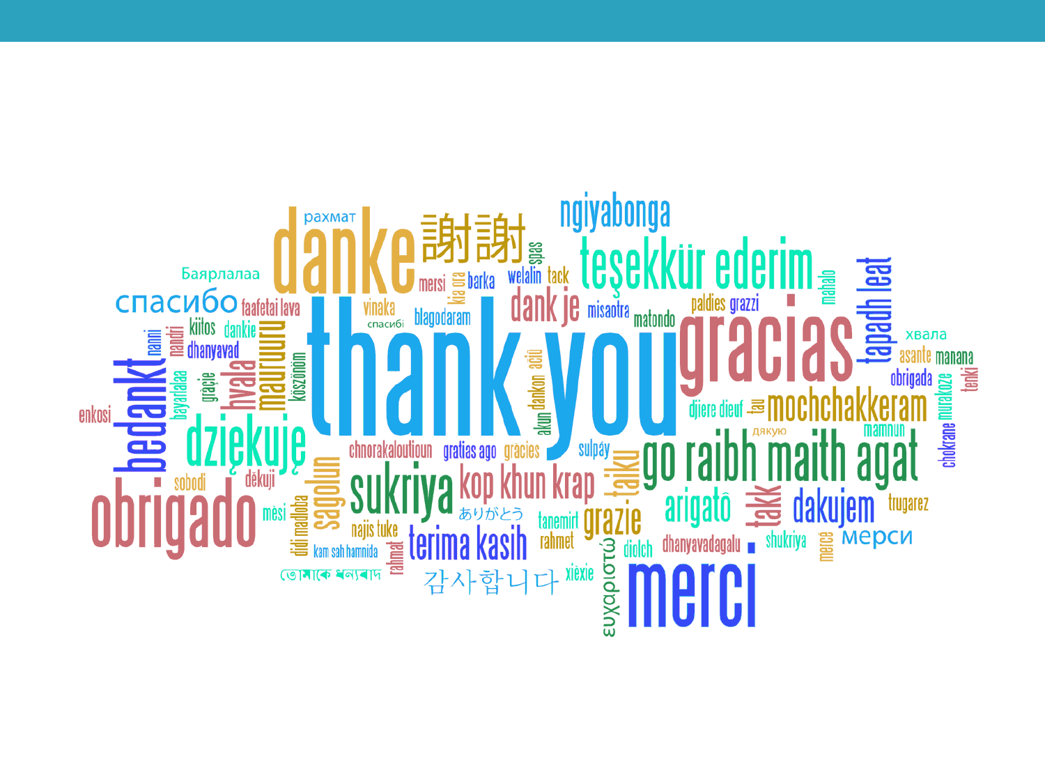рахмат
danke
謝謝
ngiyabonga
Баярлалаа
mersi
barka
welalin
tack
spas
teşekkür ederim
mahalo
спасибо
faafetai lava
vinaka
kia ora
dank je
misaotra
matondo
paldies
grazzi
tapadh leat
kiitos
dankie
спасибі
blagodaram
nanni
nandri
dhanyavad
thank you
gracias
хвала
asante
manana
bedankt
bayarlalaa
gracie
hvala
mauruuru
köszönöm
akun dankon
aciu
djiere dieuf
tau
mochchakkeram
obrigada
murakoze
tenki
enkosi
dziękuję
дякую
mamnun
chokrane
chnorakaloutioun
gratias ago
gràcies
sulpáy
taiku
go raibh maith agat
sobodi
dėkuji
sagolun
sukriya
kop khun krap
arigatô
takk
dakujem
trugarez
obrigado
mèsi
didi madloba
najis tuke
ありがとう
tanemirt
grazie
rahmat
terima kasih
rahmet
kam sah hamnida
rahmat
diolch
dhanyavadagalu
shukriya
mercè
мерси
তোমাকে ধন্যবাদ
감사합니다
xièxie
ευχαριστώ
merci